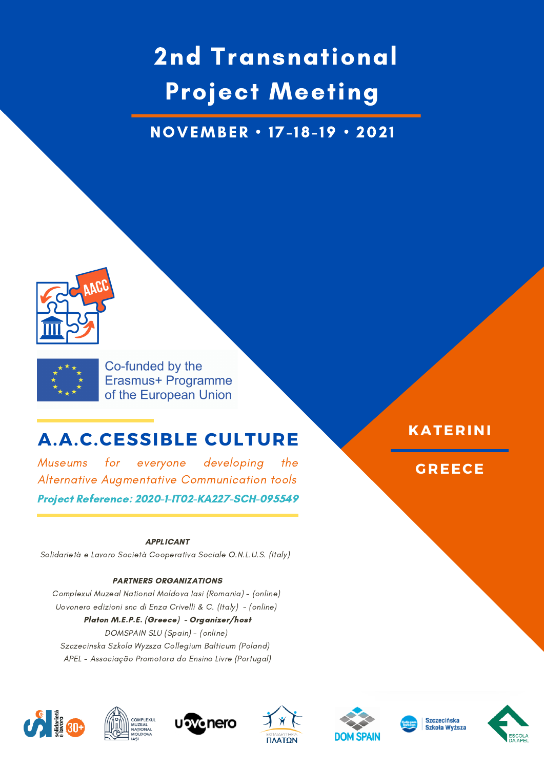# 2nd Transnational Project Meeting

**NOVEMBER • 17-18-19 • 2021**

Co-funded by the Erasmus+ Programme of the European Union

**KATERINI**

**GREECE**

## A.A.C.CESSIBLE CULTURE

*Museums for everyone developing the Alternative Augmentative Communication tools*

***Project Reference: 2020-1-IT02-KA227-SCH-095549***

***APPLICANT***

*Solidarietà e Lavoro Società Cooperativa Sociale O.N.L.U.S. (Italy)*

***PARTNERS ORGANIZATIONS***

*Complexul Muzeal National Moldova Iasi (Romania) - (online)*

*Uovonero edizioni snc di Enza Crivelli & C. (Italy) - (online)*

***Platon M.E.P.E. (Greece) - Organizer/host***

*DOMSPAIN SLU (Spain) - (online)*

*Szczecinska Szkola Wyzsza Collegium Balticum (Poland)*

*APEL - Associação Promotora do Ensino Livre (Portugal)*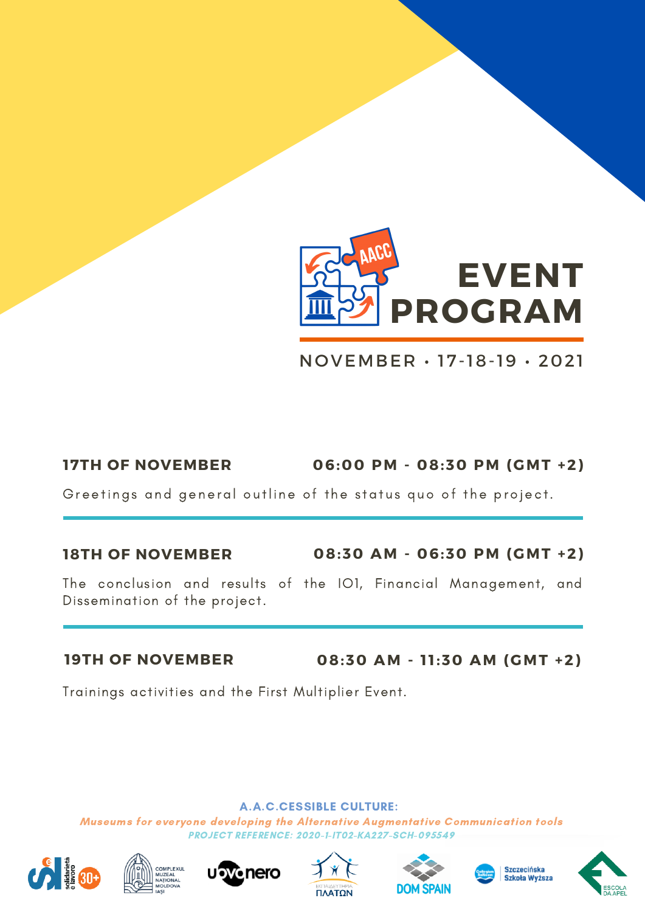# EVENT PROGRAM

NOVEMBER • 17-18-19 • 2021

**17TH OF NOVEMBER** **06:00 PM - 08:30 PM (GMT +2)**

Greetings and general outline of the status quo of the project.

**18TH OF NOVEMBER** **08:30 AM - 06:30 PM (GMT +2)**

The conclusion and results of the IO1, Financial Management, and Dissemination of the project.

**19TH OF NOVEMBER** **08:30 AM - 11:30 AM (GMT +2)**

Trainings activities and the First Multiplier Event.

**A.A.C.CESSIBLE CULTURE:**

***Museums for everyone developing the Alternative Augmentative Communication tools***

***PROJECT REFERENCE: 2020-1-IT02-KA227-SCH-095549***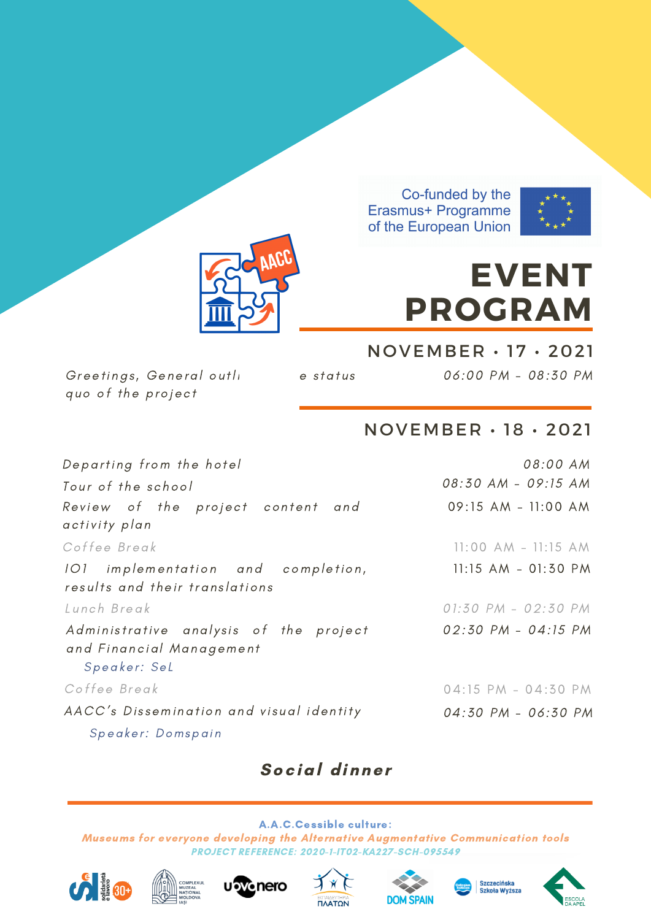Co-funded by the Erasmus+ Programme of the European Union

# EVENT PROGRAM

## NOVEMBER • 17 • 2021

| | |
|---|---|
| *Greetings, General outli e status quo of the project* | *06:00 PM - 08:30 PM* |

## NOVEMBER • 18 • 2021

| | |
|---|---|
| *Departing from the hotel* | *08:00 AM* |
| *Tour of the school* | *08:30 AM - 09:15 AM* |
| *Review of the project content and activity plan* | 09:15 AM - 11:00 AM |
| *Coffee Break* | 11:00 AM - 11:15 AM |
| *IO1 implementation and completion, results and their translations* | 11:15 AM - 01:30 PM |
| *Lunch Break* | *01:30 PM - 02:30 PM* |
| *Administrative analysis of the project and Financial Management*<br>*Speaker: SeL* | *02:30 PM - 04:15 PM* |
| *Coffee Break* | 04:15 PM - 04:30 PM |
| *AACC's Dissemination and visual identity*<br>*Speaker: Domspain* | *04:30 PM - 06:30 PM* |

***Social dinner***

**A.A.C.Cessible culture:**

***Museums for everyone developing the Alternative Augmentative Communication tools***

***PROJECT REFERENCE: 2020-1-IT02-KA227-SCH-095549***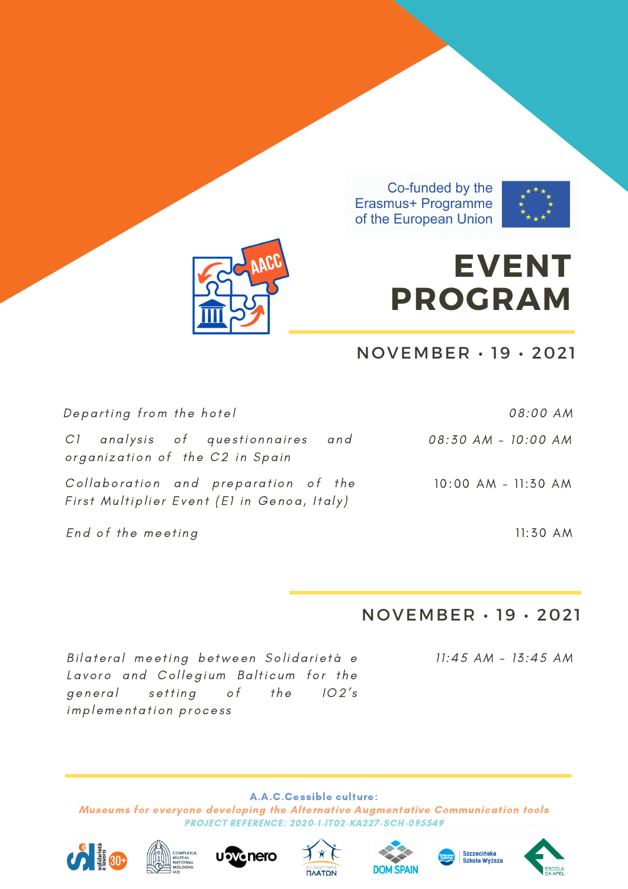Co-funded by the Erasmus+ Programme of the European Union

# EVENT PROGRAM

## NOVEMBER · 19 · 2021

| | |
|---|---|
| *Departing from the hotel* | *08:00 AM* |
| *C1 analysis of questionnaires and organization of the C2 in Spain* | *08:30 AM - 10:00 AM* |
| *Collaboration and preparation of the First Multiplier Event (E1 in Genoa, Italy)* | *10:00 AM - 11:30 AM* |
| *End of the meeting* | *11:30 AM* |

## NOVEMBER · 19 · 2021

| | |
|---|---|
| *Bilateral meeting between Solidarietà e Lavoro and Collegium Balticum for the general setting of the IO2's implementation process* | *11:45 AM - 13:45 AM* |

**A.A.C.Cessible culture:**

***Museums for everyone developing the Alternative Augmentative Communication tools***

***PROJECT REFERENCE: 2020-1-IT02-KA227-SCH-095549***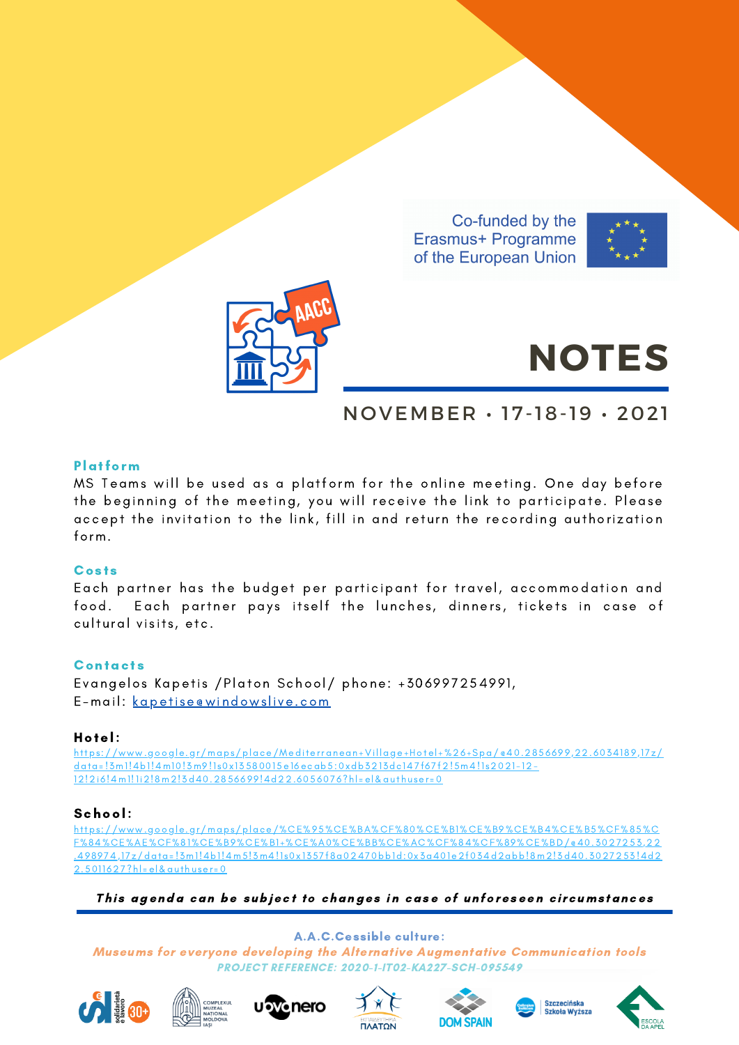Co-funded by the Erasmus+ Programme of the European Union

# NOTES

## NOVEMBER • 17-18-19 • 2021

### Platform

MS Teams will be used as a platform for the online meeting. One day before the beginning of the meeting, you will receive the link to participate. Please accept the invitation to the link, fill in and return the recording authorization form.

### Costs

Each partner has the budget per participant for travel, accommodation and food. Each partner pays itself the lunches, dinners, tickets in case of cultural visits, etc.

### Contacts

Evangelos Kapetis /Platon School/ phone: +306997254991,
E-mail: kapetise@windowslive.com

### Hotel:

https://www.google.gr/maps/place/Mediterranean+Village+Hotel+%26+Spa/@40.2856699,22.6034189,17z/data=!3m1!4b1!4m10!3m9!1s0x13580015e16ecab5:0xdb3213dc147f67f2!5m4!1s2021-12-12!2i6!4m1!1i2!8m2!3d40.2856699!4d22.6056076?hl=el&authuser=0

### School:

https://www.google.gr/maps/place/%CE%95%CE%BA%CF%80%CE%B1%CE%B9%CE%B4%CE%B5%CF%85%CF%84%CE%AE%CF%81%CE%B9%CE%B1+%CE%A0%CE%BB%CE%AC%CF%84%CF%89%CE%BD/@40.3027253,22.498974,17z/data=!3m1!4b1!4m5!3m4!1s0x1357f8a02470bb1d:0x3a401e2f034d2abb!8m2!3d40.3027253!4d22.5011627?hl=el&authuser=0

***This agenda can be subject to changes in case of unforeseen circumstances***

**A.A.C.Cessible culture:**

*Museums for everyone developing the Alternative Augmentative Communication tools*

*PROJECT REFERENCE: 2020-1-IT02-KA227-SCH-095549*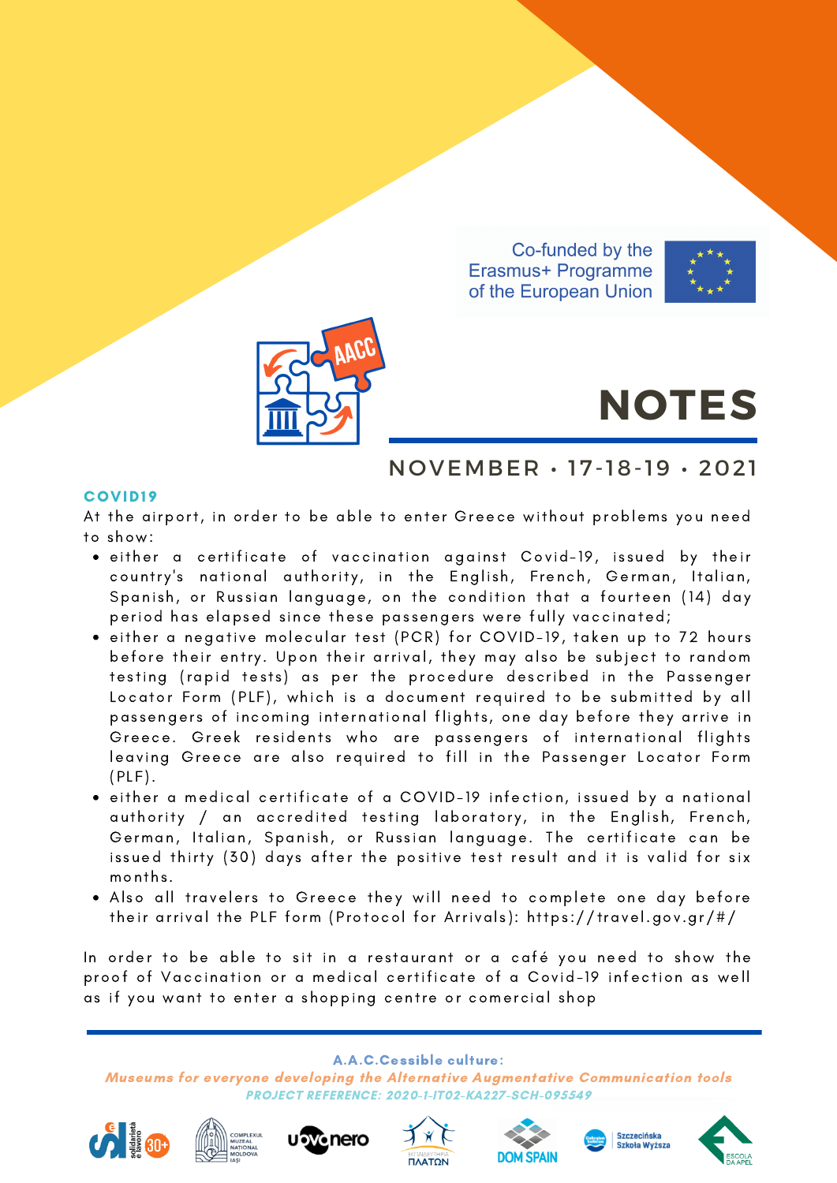Co-funded by the Erasmus+ Programme of the European Union

# NOTES

## NOVEMBER · 17-18-19 · 2021

### COVID19

At the airport, in order to be able to enter Greece without problems you need to show:

- either a certificate of vaccination against Covid-19, issued by their country's national authority, in the English, French, German, Italian, Spanish, or Russian language, on the condition that a fourteen (14) day period has elapsed since these passengers were fully vaccinated;
- either a negative molecular test (PCR) for COVID-19, taken up to 72 hours before their entry. Upon their arrival, they may also be subject to random testing (rapid tests) as per the procedure described in the Passenger Locator Form (PLF), which is a document required to be submitted by all passengers of incoming international flights, one day before they arrive in Greece. Greek residents who are passengers of international flights leaving Greece are also required to fill in the Passenger Locator Form (PLF).
- either a medical certificate of a COVID-19 infection, issued by a national authority / an accredited testing laboratory, in the English, French, German, Italian, Spanish, or Russian language. The certificate can be issued thirty (30) days after the positive test result and it is valid for six months.
- Also all travelers to Greece they will need to complete one day before their arrival the PLF form (Protocol for Arrivals): https://travel.gov.gr/#/

In order to be able to sit in a restaurant or a café you need to show the proof of Vaccination or a medical certificate of a Covid-19 infection as well as if you want to enter a shopping centre or comercial shop

**A.A.C.Cessible culture:**

*Museums for everyone developing the Alternative Augmentative Communication tools*

*PROJECT REFERENCE: 2020-1-IT02-KA227-SCH-095549*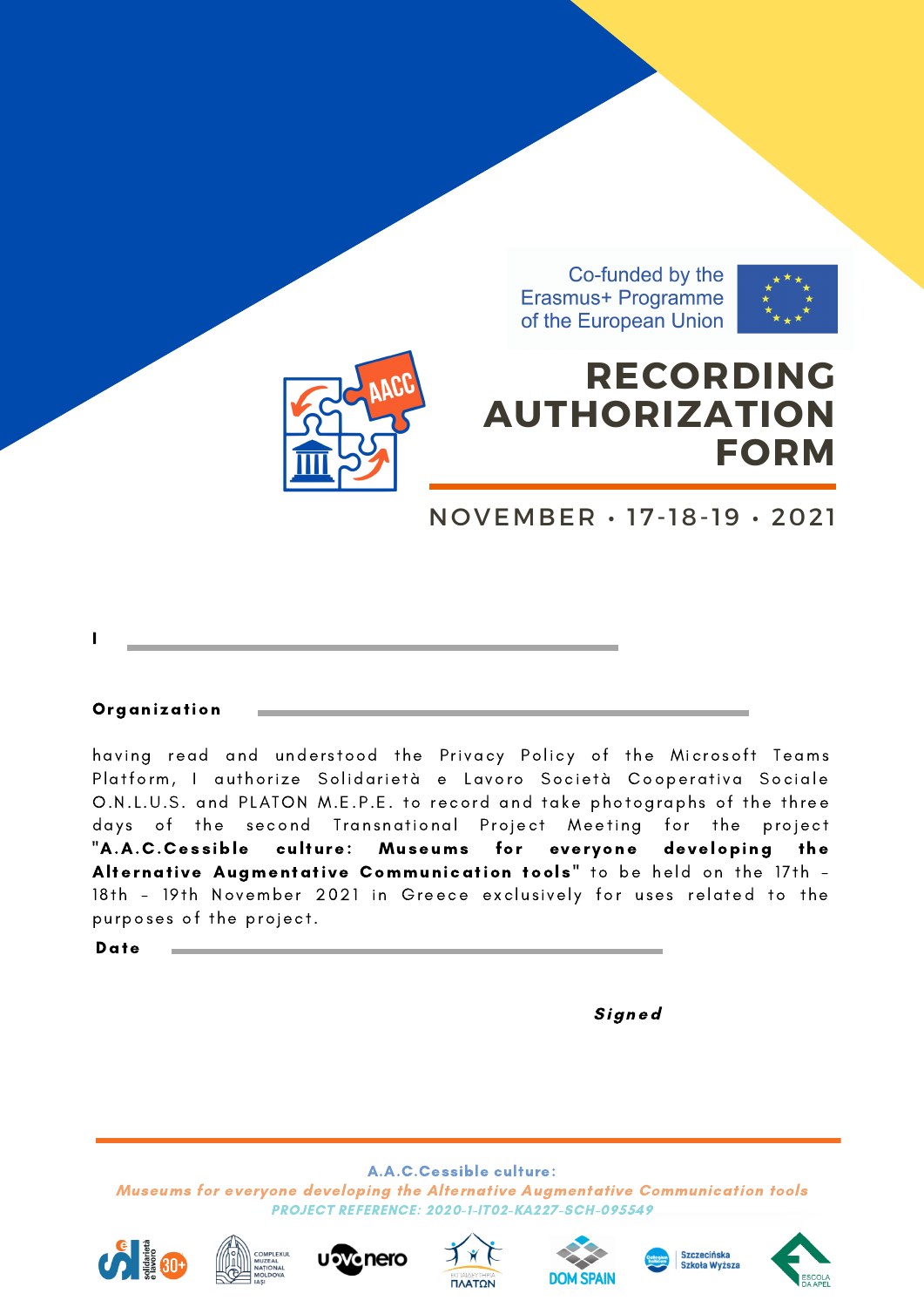Co-funded by the Erasmus+ Programme of the European Union

# RECORDING AUTHORIZATION FORM

NOVEMBER • 17-18-19 • 2021

I ____________________________________________

**Organization** ____________________________________________

having read and understood the Privacy Policy of the Microsoft Teams Platform, I authorize Solidarietà e Lavoro Società Cooperativa Sociale O.N.L.U.S. and PLATON M.E.P.E. to record and take photographs of the three days of the second Transnational Project Meeting for the project **"A.A.C.Cessible culture: Museums for everyone developing the Alternative Augmentative Communication tools"** to be held on the 17th – 18th – 19th November 2021 in Greece exclusively for uses related to the purposes of the project.

**Date** ____________________________________________

***Signed***

**A.A.C.Cessible culture:**

***Museums for everyone developing the Alternative Augmentative Communication tools***

***PROJECT REFERENCE: 2020-1-IT02-KA227-SCH-095549***